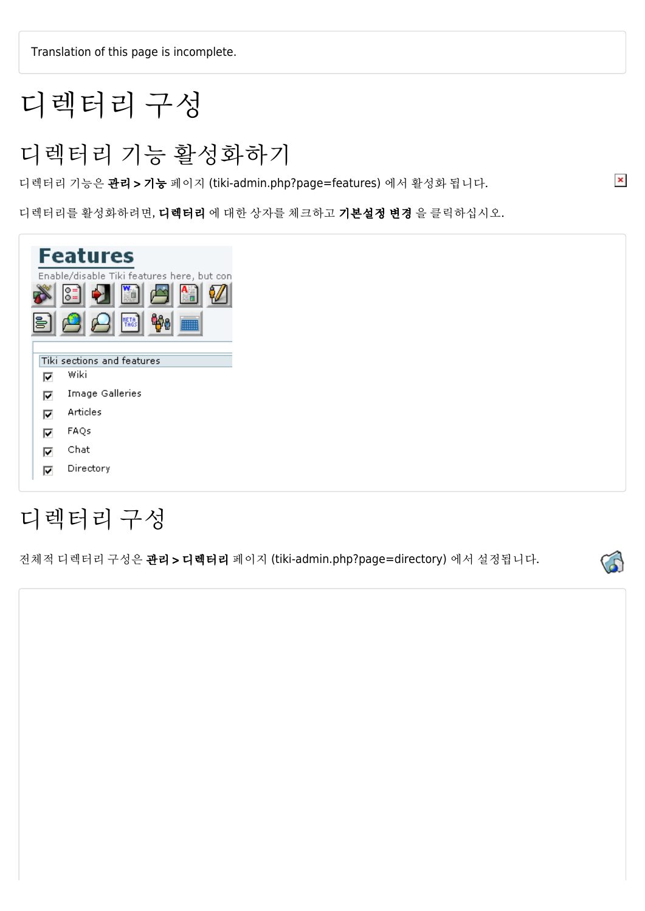Translation of this page is incomplete.

# 디렉터리 구성

## 디렉터리 기능 활성화하기

디렉터리 기능은 **관리 > 기능** 페이지 (tiki-admin.php?page=features) 에서 활성화 됩니다.

디렉터리를 활성화하려면, **디렉터리** 에 대한 상자를 체크하고 **기본설정 변경** 을 클릭하십시오.

## 디렉터리 구성

전체적 디렉터리 구성은 **관리 > 디렉터리** 페이지 (tiki-admin.php?page=directory) 에서 설정됩니다.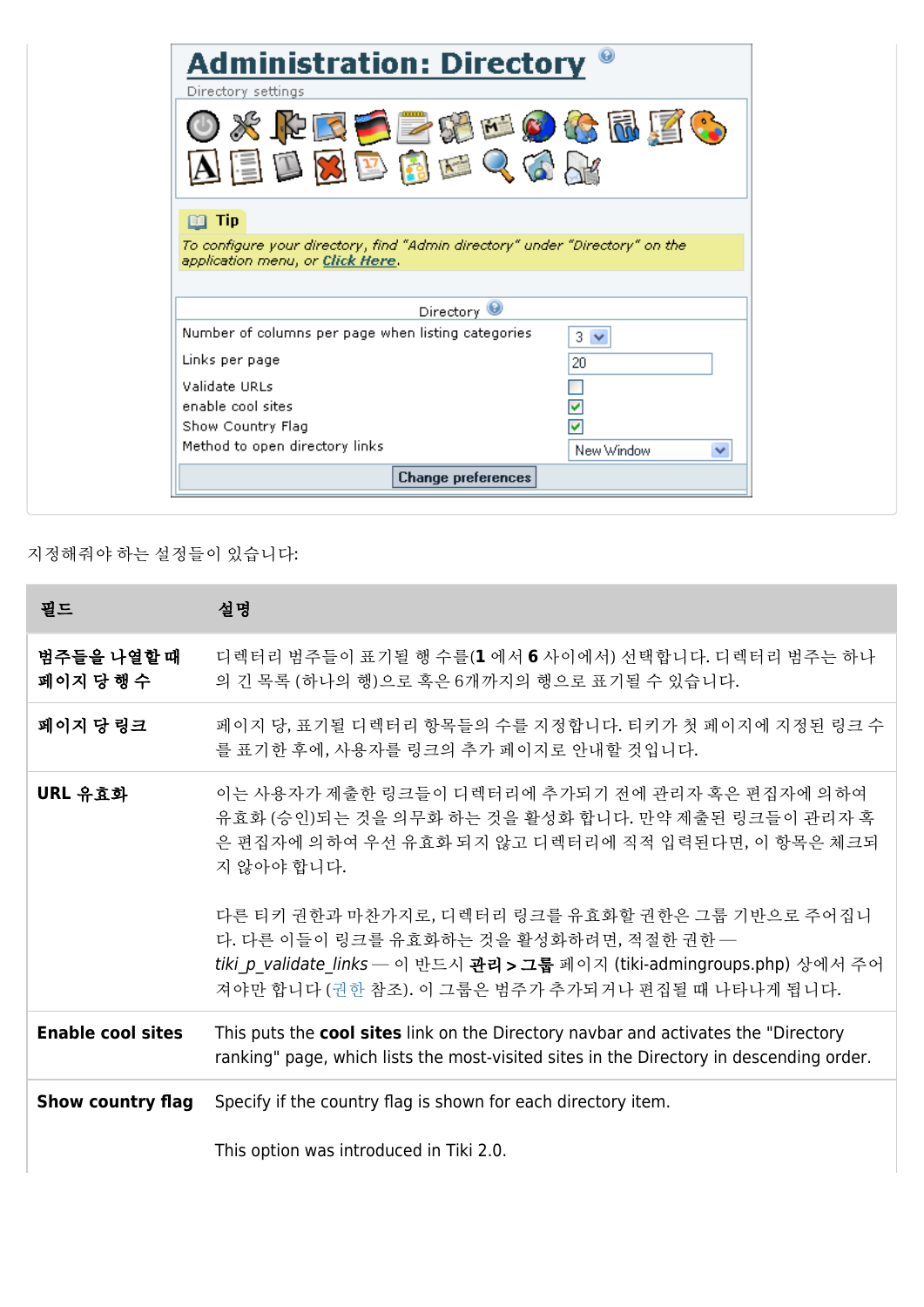지정해줘야 하는 설정들이 있습니다:

| 필드 | 설명 |
| --- | --- |
| **범주들을 나열할 때 페이지 당 행 수** | 디렉터리 범주들이 표기될 행 수를(**1** 에서 **6** 사이에서) 선택합니다. 디렉터리 범주는 하나의 긴 목록 (하나의 행)으로 혹은 6개까지의 행으로 표기될 수 있습니다. |
| **페이지 당 링크** | 페이지 당, 표기될 디렉터리 항목들의 수를 지정합니다. 티키가 첫 페이지에 지정된 링크 수를 표기한 후에, 사용자를 링크의 추가 페이지로 안내할 것입니다. |
| **URL 유효화** | 이는 사용자가 제출한 링크들이 디렉터리에 추가되기 전에 관리자 혹은 편집자에 의하여 유효화 (승인)되는 것을 의무화 하는 것을 활성화 합니다. 만약 제출된 링크들이 관리자 혹은 편집자에 의하여 우선 유효화 되지 않고 디렉터리에 직적 입력된다면, 이 항목은 체크되지 않아야 합니다.<br><br>다른 티키 권한과 마찬가지로, 디렉터리 링크를 유효화할 권한은 그룹 기반으로 주어집니다. 다른 이들이 링크를 유효화하는 것을 활성화하려면, 적절한 권한 — *tiki_p_validate_links* — 이 반드시 **관리 > 그룹** 페이지 (tiki-admingroups.php) 상에서 주어져야만 합니다 (권한 참조). 이 그룹은 범주가 추가되거나 편집될 때 나타나게 됩니다. |
| **Enable cool sites** | This puts the **cool sites** link on the Directory navbar and activates the "Directory ranking" page, which lists the most-visited sites in the Directory in descending order. |
| **Show country flag** | Specify if the country flag is shown for each directory item.<br><br>This option was introduced in Tiki 2.0. |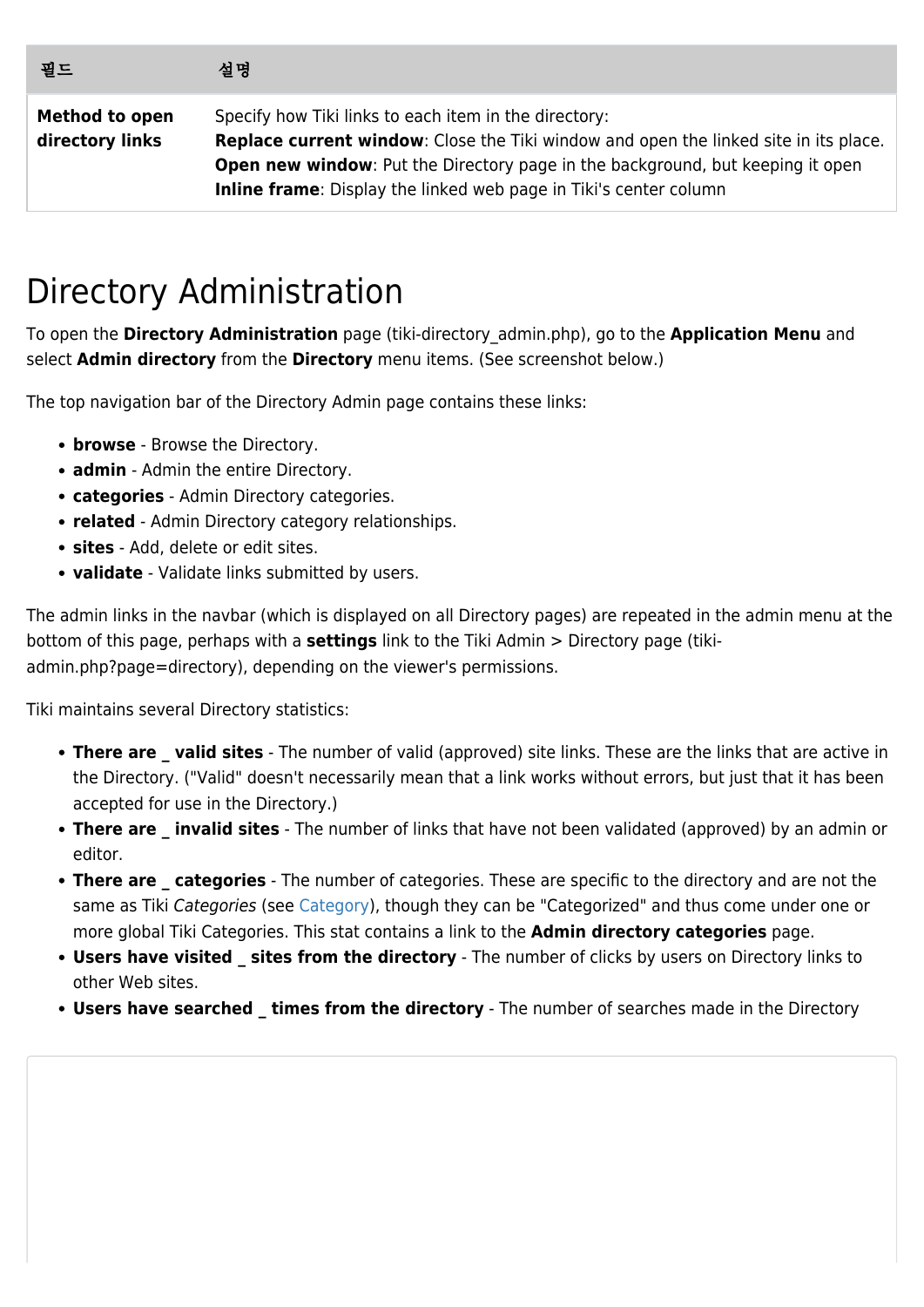| 필드 | 설명 |
| --- | --- |
| **Method to open directory links** | Specify how Tiki links to each item in the directory:<br>**Replace current window**: Close the Tiki window and open the linked site in its place.<br>**Open new window**: Put the Directory page in the background, but keeping it open<br>**Inline frame**: Display the linked web page in Tiki's center column |

# Directory Administration

To open the **Directory Administration** page (tiki-directory_admin.php), go to the **Application Menu** and select **Admin directory** from the **Directory** menu items. (See screenshot below.)

The top navigation bar of the Directory Admin page contains these links:

- **browse** - Browse the Directory.
- **admin** - Admin the entire Directory.
- **categories** - Admin Directory categories.
- **related** - Admin Directory category relationships.
- **sites** - Add, delete or edit sites.
- **validate** - Validate links submitted by users.

The admin links in the navbar (which is displayed on all Directory pages) are repeated in the admin menu at the bottom of this page, perhaps with a **settings** link to the Tiki Admin > Directory page (tiki-admin.php?page=directory), depending on the viewer's permissions.

Tiki maintains several Directory statistics:

- **There are _ valid sites** - The number of valid (approved) site links. These are the links that are active in the Directory. ("Valid" doesn't necessarily mean that a link works without errors, but just that it has been accepted for use in the Directory.)
- **There are _ invalid sites** - The number of links that have not been validated (approved) by an admin or editor.
- **There are _ categories** - The number of categories. These are specific to the directory and are not the same as Tiki *Categories* (see Category), though they can be "Categorized" and thus come under one or more global Tiki Categories. This stat contains a link to the **Admin directory categories** page.
- **Users have visited _ sites from the directory** - The number of clicks by users on Directory links to other Web sites.
- **Users have searched _ times from the directory** - The number of searches made in the Directory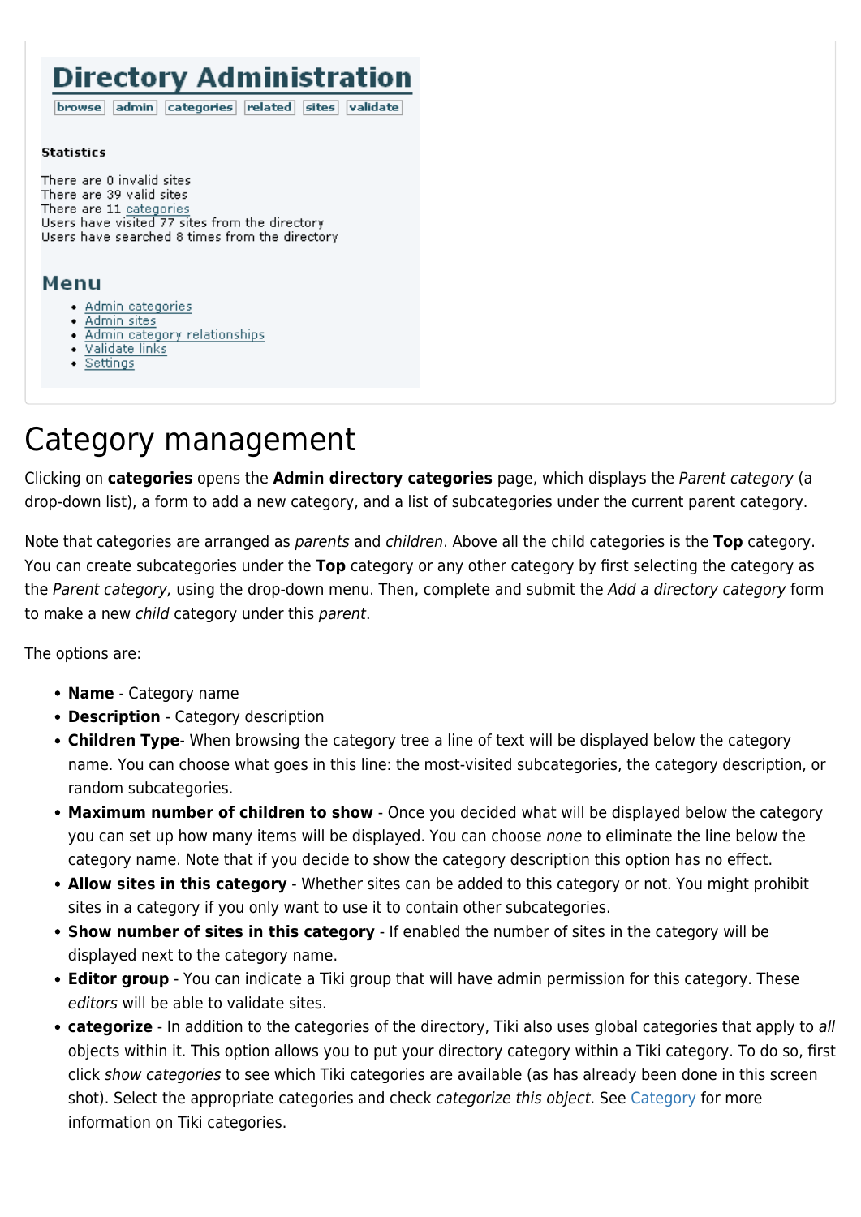# Directory Administration

browse | admin | categories | related | sites | validate

**Statistics**

There are 0 invalid sites
There are 39 valid sites
There are 11 categories
Users have visited 77 sites from the directory
Users have searched 8 times from the directory

## Menu

- Admin categories
- Admin sites
- Admin category relationships
- Validate links
- Settings

# Category management

Clicking on **categories** opens the **Admin directory categories** page, which displays the *Parent category* (a drop-down list), a form to add a new category, and a list of subcategories under the current parent category.

Note that categories are arranged as *parents* and *children*. Above all the child categories is the **Top** category. You can create subcategories under the **Top** category or any other category by first selecting the category as the *Parent category*, using the drop-down menu. Then, complete and submit the *Add a directory category* form to make a new *child* category under this *parent*.

The options are:

- **Name** - Category name
- **Description** - Category description
- **Children Type**- When browsing the category tree a line of text will be displayed below the category name. You can choose what goes in this line: the most-visited subcategories, the category description, or random subcategories.
- **Maximum number of children to show** - Once you decided what will be displayed below the category you can set up how many items will be displayed. You can choose *none* to eliminate the line below the category name. Note that if you decide to show the category description this option has no effect.
- **Allow sites in this category** - Whether sites can be added to this category or not. You might prohibit sites in a category if you only want to use it to contain other subcategories.
- **Show number of sites in this category** - If enabled the number of sites in the category will be displayed next to the category name.
- **Editor group** - You can indicate a Tiki group that will have admin permission for this category. These *editors* will be able to validate sites.
- **categorize** - In addition to the categories of the directory, Tiki also uses global categories that apply to *all* objects within it. This option allows you to put your directory category within a Tiki category. To do so, first click *show categories* to see which Tiki categories are available (as has already been done in this screen shot). Select the appropriate categories and check *categorize this object*. See Category for more information on Tiki categories.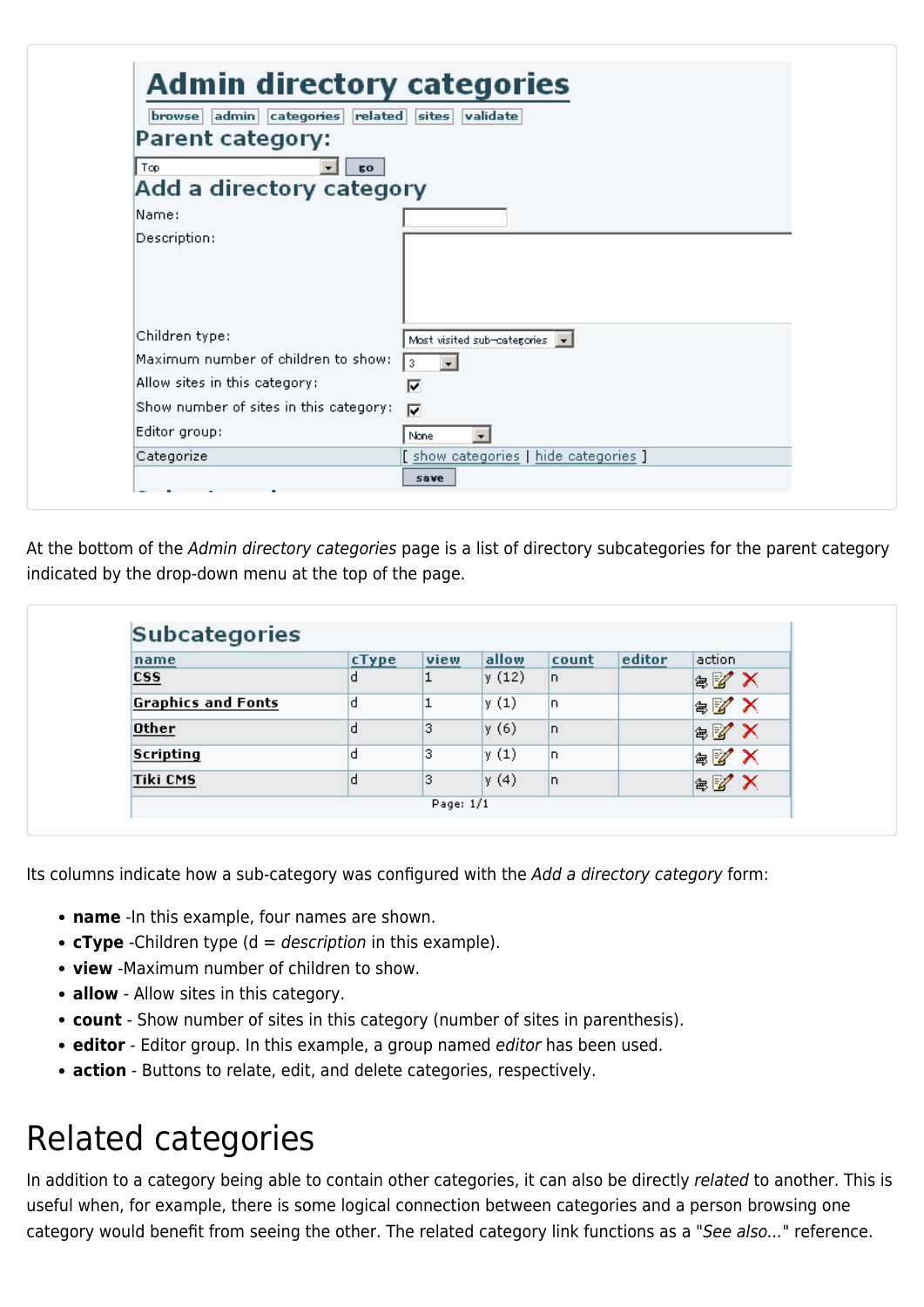# Admin directory categories

browse admin categories related sites validate

## Parent category:

Top go

## Add a directory category

| | |
|---|---|
| Name: | |
| Description: | |
| Children type: | Most visited sub-categories |
| Maximum number of children to show: | 3 |
| Allow sites in this category: | ☑ |
| Show number of sites in this category: | ☑ |
| Editor group: | None |
| Categorize | [ show categories \| hide categories ] |
| | save |

At the bottom of the *Admin directory categories* page is a list of directory subcategories for the parent category indicated by the drop-down menu at the top of the page.

## Subcategories

| name | cType | view | allow | count | editor | action |
|---|---|---|---|---|---|---|
| CSS | d | 1 | y (12) | n | | |
| Graphics and Fonts | d | 1 | y (1) | n | | |
| Other | d | 3 | y (6) | n | | |
| Scripting | d | 3 | y (1) | n | | |
| Tiki CMS | d | 3 | y (4) | n | | |

Page: 1/1

Its columns indicate how a sub-category was configured with the *Add a directory category* form:

- **name** -In this example, four names are shown.
- **cType** -Children type (d = *description* in this example).
- **view** -Maximum number of children to show.
- **allow** - Allow sites in this category.
- **count** - Show number of sites in this category (number of sites in parenthesis).
- **editor** - Editor group. In this example, a group named *editor* has been used.
- **action** - Buttons to relate, edit, and delete categories, respectively.

# Related categories

In addition to a category being able to contain other categories, it can also be directly *related* to another. This is useful when, for example, there is some logical connection between categories and a person browsing one category would benefit from seeing the other. The related category link functions as a "*See also...*" reference.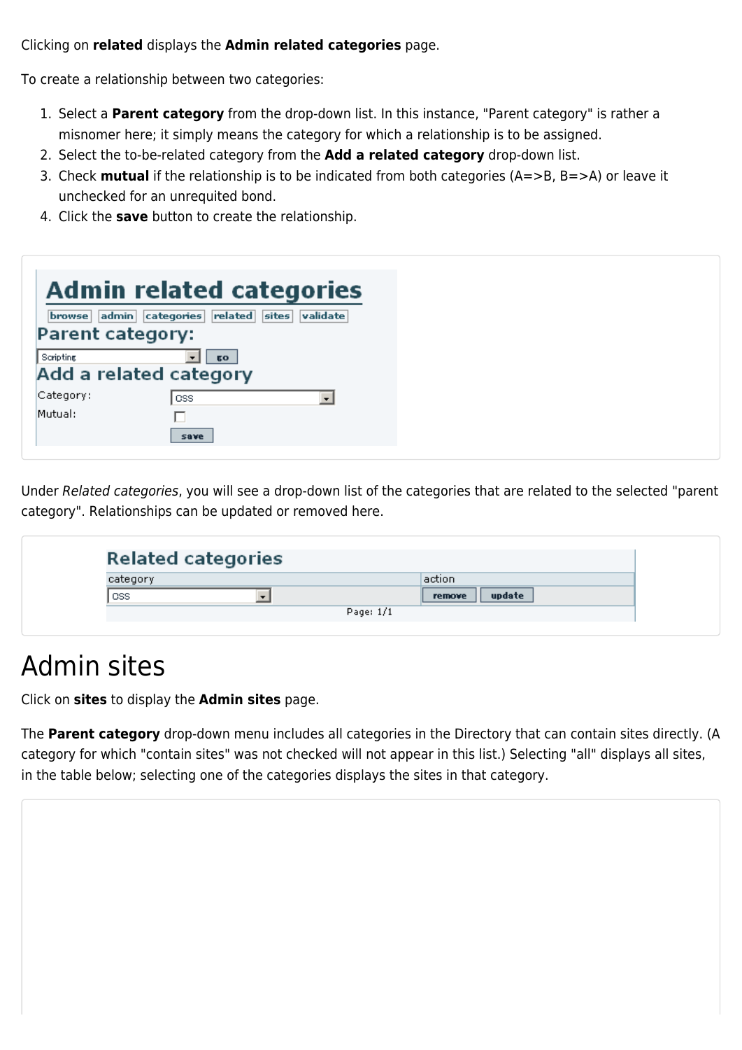Clicking on **related** displays the **Admin related categories** page.

To create a relationship between two categories:

1. Select a **Parent category** from the drop-down list. In this instance, "Parent category" is rather a misnomer here; it simply means the category for which a relationship is to be assigned.
2. Select the to-be-related category from the **Add a related category** drop-down list.
3. Check **mutual** if the relationship is to be indicated from both categories (A=>B, B=>A) or leave it unchecked for an unrequited bond.
4. Click the **save** button to create the relationship.

Under *Related categories*, you will see a drop-down list of the categories that are related to the selected "parent category". Relationships can be updated or removed here.

# Admin sites

Click on **sites** to display the **Admin sites** page.

The **Parent category** drop-down menu includes all categories in the Directory that can contain sites directly. (A category for which "contain sites" was not checked will not appear in this list.) Selecting "all" displays all sites, in the table below; selecting one of the categories displays the sites in that category.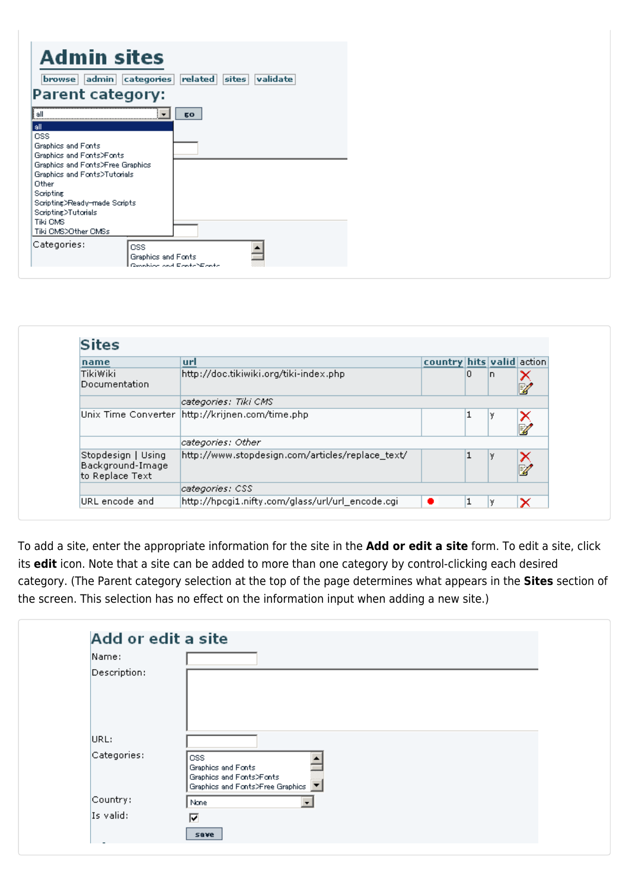# Admin sites

browse | admin | categories | related | sites | validate

## Parent category:

all

- all
- CSS
- Graphics and Fonts
- Graphics and Fonts>Fonts
- Graphics and Fonts>Free Graphics
- Graphics and Fonts>Tutorials
- Other
- Scripting
- Scripting>Ready-made Scripts
- Scripting>Tutorials
- Tiki CMS
- Tiki CMS>Other CMSs

go

Categories: CSS, Graphics and Fonts, Graphics and Fonts>Fonts

## Sites

| name | url | country | hits | valid | action |
|---|---|---|---|---|---|
| TikiWiki Documentation | http://doc.tikiwiki.org/tiki-index.php | | 0 | n | |
| | *categories: Tiki CMS* | | | | |
| Unix Time Converter | http://krijnen.com/time.php | | 1 | y | |
| | *categories: Other* | | | | |
| Stopdesign \| Using Background-Image to Replace Text | http://www.stopdesign.com/articles/replace_text/ | | 1 | y | |
| | *categories: CSS* | | | | |
| URL encode and | http://hpcgi1.nifty.com/glass/url/url_encode.cgi | ● | 1 | y | |

To add a site, enter the appropriate information for the site in the **Add or edit a site** form. To edit a site, click its **edit** icon. Note that a site can be added to more than one category by control-clicking each desired category. (The Parent category selection at the top of the page determines what appears in the **Sites** section of the screen. This selection has no effect on the information input when adding a new site.)

## Add or edit a site

Name:

Description:

URL:

Categories: CSS, Graphics and Fonts, Graphics and Fonts>Fonts, Graphics and Fonts>Free Graphics

Country: None

Is valid: ☑

save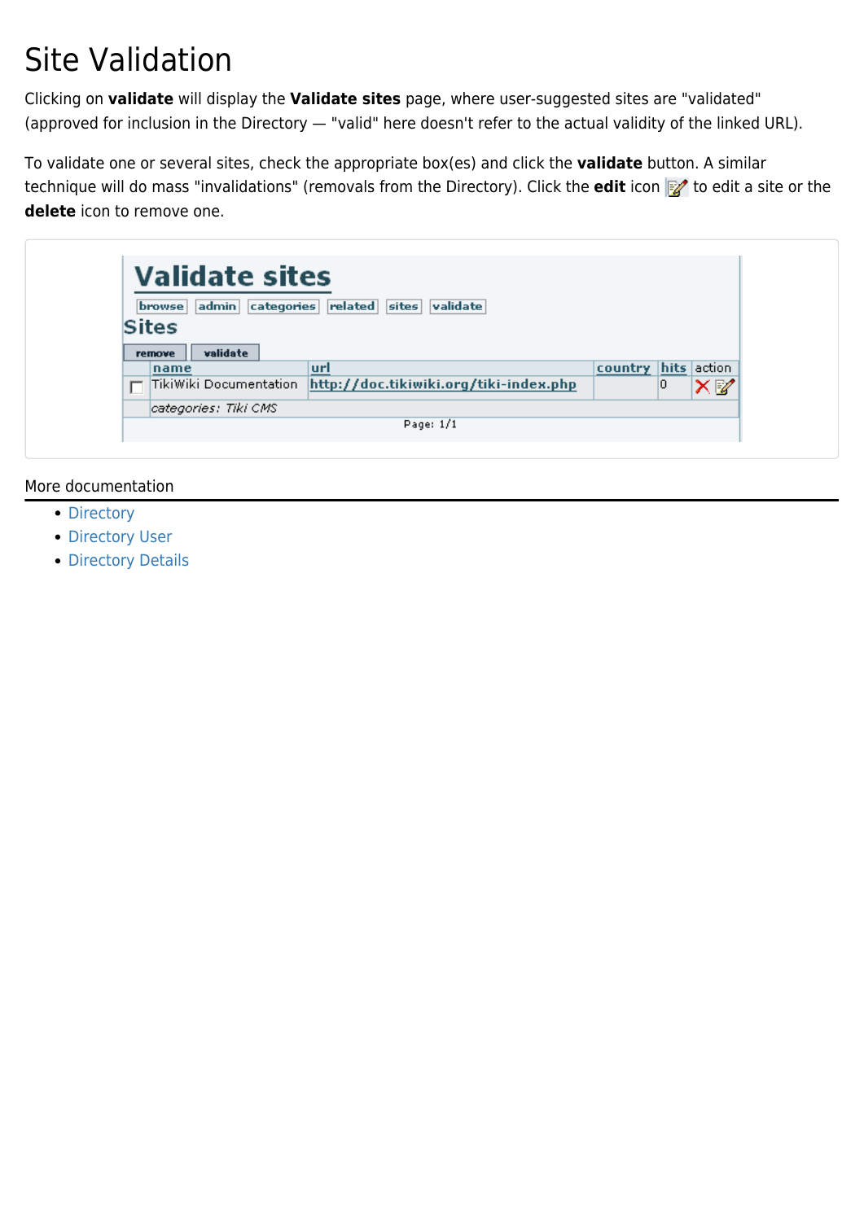# Site Validation

Clicking on **validate** will display the **Validate sites** page, where user-suggested sites are "validated" (approved for inclusion in the Directory — "valid" here doesn't refer to the actual validity of the linked URL).

To validate one or several sites, check the appropriate box(es) and click the **validate** button. A similar technique will do mass "invalidations" (removals from the Directory). Click the **edit** icon to edit a site or the **delete** icon to remove one.

More documentation

- Directory
- Directory User
- Directory Details